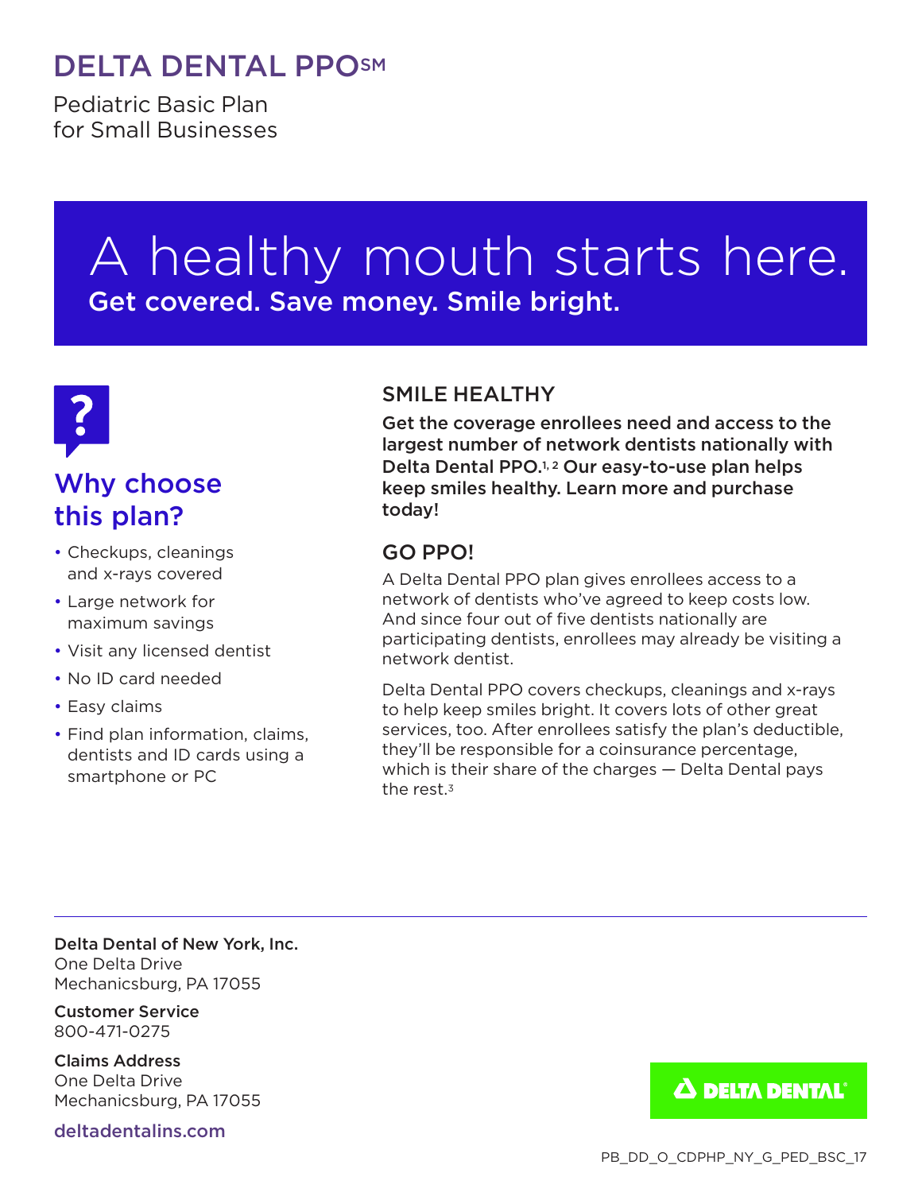# DELTA DENTAL PPO℠

Pediatric Basic Plan
for Small Businesses

## A healthy mouth starts here.

**Get covered. Save money. Smile bright.**

### Why choose this plan?

- Checkups, cleanings and x-rays covered
- Large network for maximum savings
- Visit any licensed dentist
- No ID card needed
- Easy claims
- Find plan information, claims, dentists and ID cards using a smartphone or PC

### SMILE HEALTHY

**Get the coverage enrollees need and access to the largest number of network dentists nationally with Delta Dental PPO.[1, 2] Our easy-to-use plan helps keep smiles healthy. Learn more and purchase today!**

### GO PPO!

A Delta Dental PPO plan gives enrollees access to a network of dentists who've agreed to keep costs low. And since four out of five dentists nationally are participating dentists, enrollees may already be visiting a network dentist.

Delta Dental PPO covers checkups, cleanings and x-rays to help keep smiles bright. It covers lots of other great services, too. After enrollees satisfy the plan's deductible, they'll be responsible for a coinsurance percentage, which is their share of the charges — Delta Dental pays the rest.[3]

---

**Delta Dental of New York, Inc.**
One Delta Drive
Mechanicsburg, PA 17055

**Customer Service**
800-471-0275

**Claims Address**
One Delta Drive
Mechanicsburg, PA 17055

deltadentalins.com

DELTA DENTAL®

PB_DD_O_CDPHP_NY_G_PED_BSC_17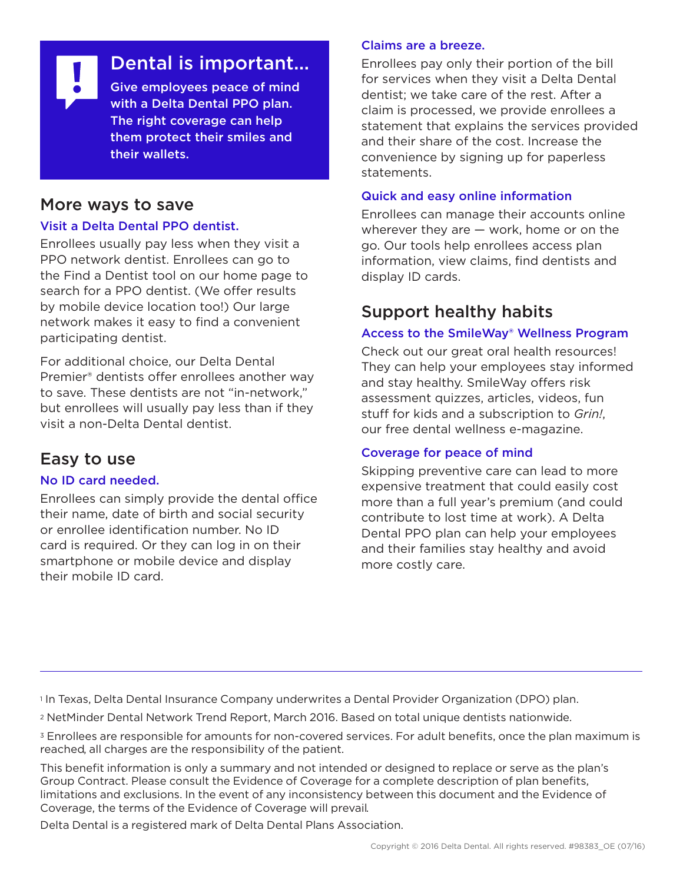## Dental is important…

**Give employees peace of mind with a Delta Dental PPO plan. The right coverage can help them protect their smiles and their wallets.**

## More ways to save

### Visit a Delta Dental PPO dentist.

Enrollees usually pay less when they visit a PPO network dentist. Enrollees can go to the Find a Dentist tool on our home page to search for a PPO dentist. (We offer results by mobile device location too!) Our large network makes it easy to find a convenient participating dentist.

For additional choice, our Delta Dental Premier® dentists offer enrollees another way to save. These dentists are not "in-network," but enrollees will usually pay less than if they visit a non-Delta Dental dentist.

## Easy to use

### No ID card needed.

Enrollees can simply provide the dental office their name, date of birth and social security or enrollee identification number. No ID card is required. Or they can log in on their smartphone or mobile device and display their mobile ID card.

### Claims are a breeze.

Enrollees pay only their portion of the bill for services when they visit a Delta Dental dentist; we take care of the rest. After a claim is processed, we provide enrollees a statement that explains the services provided and their share of the cost. Increase the convenience by signing up for paperless statements.

### Quick and easy online information

Enrollees can manage their accounts online wherever they are — work, home or on the go. Our tools help enrollees access plan information, view claims, find dentists and display ID cards.

## Support healthy habits

### Access to the SmileWay® Wellness Program

Check out our great oral health resources! They can help your employees stay informed and stay healthy. SmileWay offers risk assessment quizzes, articles, videos, fun stuff for kids and a subscription to *Grin!*, our free dental wellness e-magazine.

### Coverage for peace of mind

Skipping preventive care can lead to more expensive treatment that could easily cost more than a full year's premium (and could contribute to lost time at work). A Delta Dental PPO plan can help your employees and their families stay healthy and avoid more costly care.

---

[1] In Texas, Delta Dental Insurance Company underwrites a Dental Provider Organization (DPO) plan.

[2] NetMinder Dental Network Trend Report, March 2016. Based on total unique dentists nationwide.

[3] Enrollees are responsible for amounts for non-covered services. For adult benefits, once the plan maximum is reached, all charges are the responsibility of the patient.

This benefit information is only a summary and not intended or designed to replace or serve as the plan's Group Contract. Please consult the Evidence of Coverage for a complete description of plan benefits, limitations and exclusions. In the event of any inconsistency between this document and the Evidence of Coverage, the terms of the Evidence of Coverage will prevail.

Delta Dental is a registered mark of Delta Dental Plans Association.

Copyright © 2016 Delta Dental. All rights reserved. #98383_OE (07/16)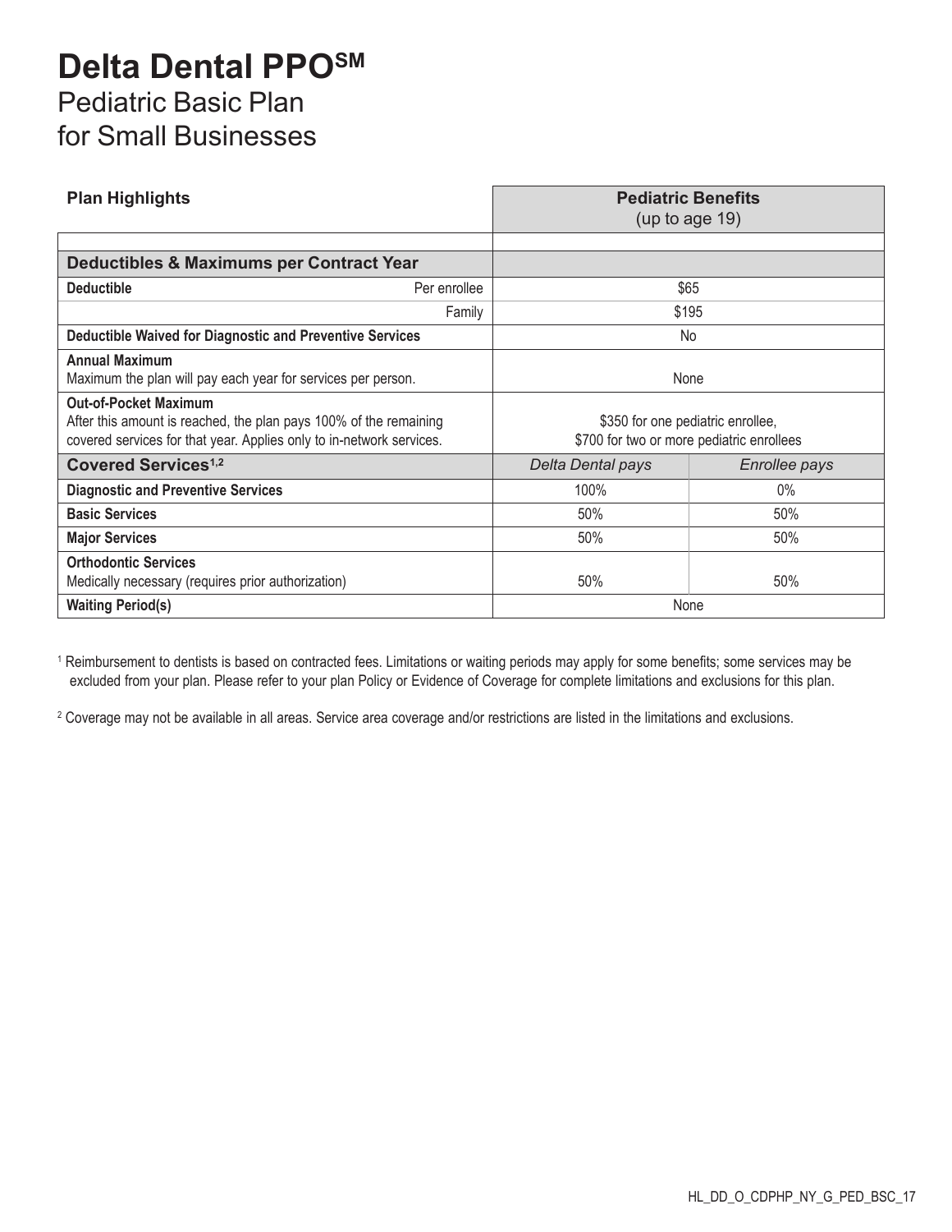# Delta Dental PPO[SM]

## Pediatric Basic Plan for Small Businesses

| Plan Highlights | | Pediatric Benefits (up to age 19) | |
|---|---|---|---|
| | | | |
| **Deductibles & Maximums per Contract Year** | | | |
| **Deductible** | Per enrollee | $65 | |
| | Family | $195 | |
| **Deductible Waived for Diagnostic and Preventive Services** | | No | |
| **Annual Maximum** Maximum the plan will pay each year for services per person. | | None | |
| **Out-of-Pocket Maximum** After this amount is reached, the plan pays 100% of the remaining covered services for that year. Applies only to in-network services. | | $350 for one pediatric enrollee, $700 for two or more pediatric enrollees | |
| **Covered Services[1,2]** | | *Delta Dental pays* | *Enrollee pays* |
| **Diagnostic and Preventive Services** | | 100% | 0% |
| **Basic Services** | | 50% | 50% |
| **Major Services** | | 50% | 50% |
| **Orthodontic Services** Medically necessary (requires prior authorization) | | 50% | 50% |
| **Waiting Period(s)** | | None | |

[1] Reimbursement to dentists is based on contracted fees. Limitations or waiting periods may apply for some benefits; some services may be excluded from your plan. Please refer to your plan Policy or Evidence of Coverage for complete limitations and exclusions for this plan.

[2] Coverage may not be available in all areas. Service area coverage and/or restrictions are listed in the limitations and exclusions.

HL_DD_O_CDPHP_NY_G_PED_BSC_17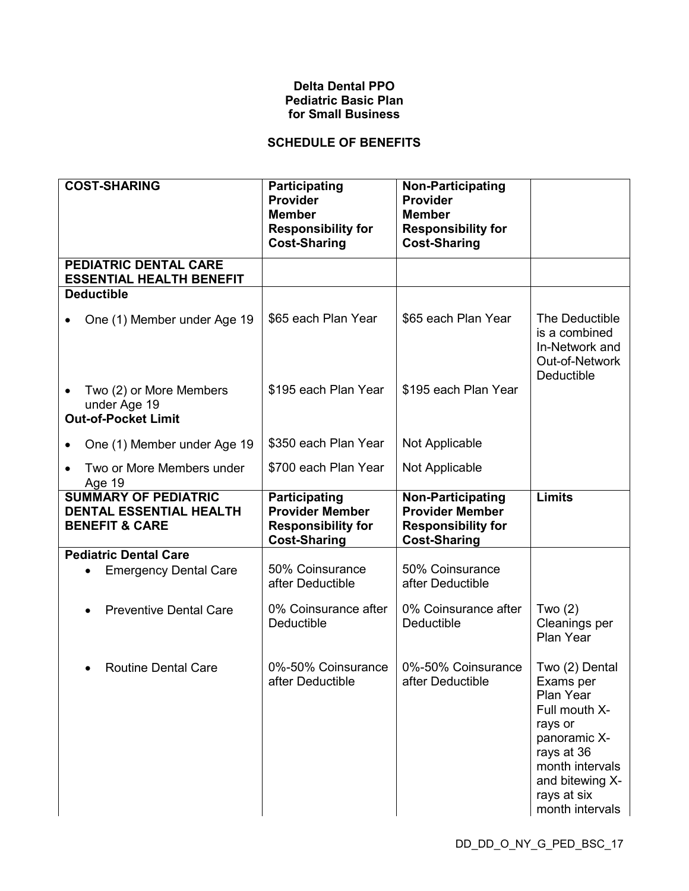**Delta Dental PPO**
**Pediatric Basic Plan**
**for Small Business**

**SCHEDULE OF BENEFITS**

| **COST-SHARING** | **Participating Provider Member Responsibility for Cost-Sharing** | **Non-Participating Provider Member Responsibility for Cost-Sharing** | |
|---|---|---|---|
| **PEDIATRIC DENTAL CARE ESSENTIAL HEALTH BENEFIT** | | | |
| **Deductible** | | | |
| • One (1) Member under Age 19 | $65 each Plan Year | $65 each Plan Year | The Deductible is a combined In-Network and Out-of-Network Deductible |
| • Two (2) or More Members under Age 19 | $195 each Plan Year | $195 each Plan Year | |
| **Out-of-Pocket Limit** | | | |
| • One (1) Member under Age 19 | $350 each Plan Year | Not Applicable | |
| • Two or More Members under Age 19 | $700 each Plan Year | Not Applicable | |
| **SUMMARY OF PEDIATRIC DENTAL ESSENTIAL HEALTH BENEFIT & CARE** | **Participating Provider Member Responsibility for Cost-Sharing** | **Non-Participating Provider Member Responsibility for Cost-Sharing** | **Limits** |
| **Pediatric Dental Care** | | | |
| • Emergency Dental Care | 50% Coinsurance after Deductible | 50% Coinsurance after Deductible | |
| • Preventive Dental Care | 0% Coinsurance after Deductible | 0% Coinsurance after Deductible | Two (2) Cleanings per Plan Year |
| • Routine Dental Care | 0%-50% Coinsurance after Deductible | 0%-50% Coinsurance after Deductible | Two (2) Dental Exams per Plan Year Full mouth X-rays or panoramic X-rays at 36 month intervals and bitewing X-rays at six month intervals |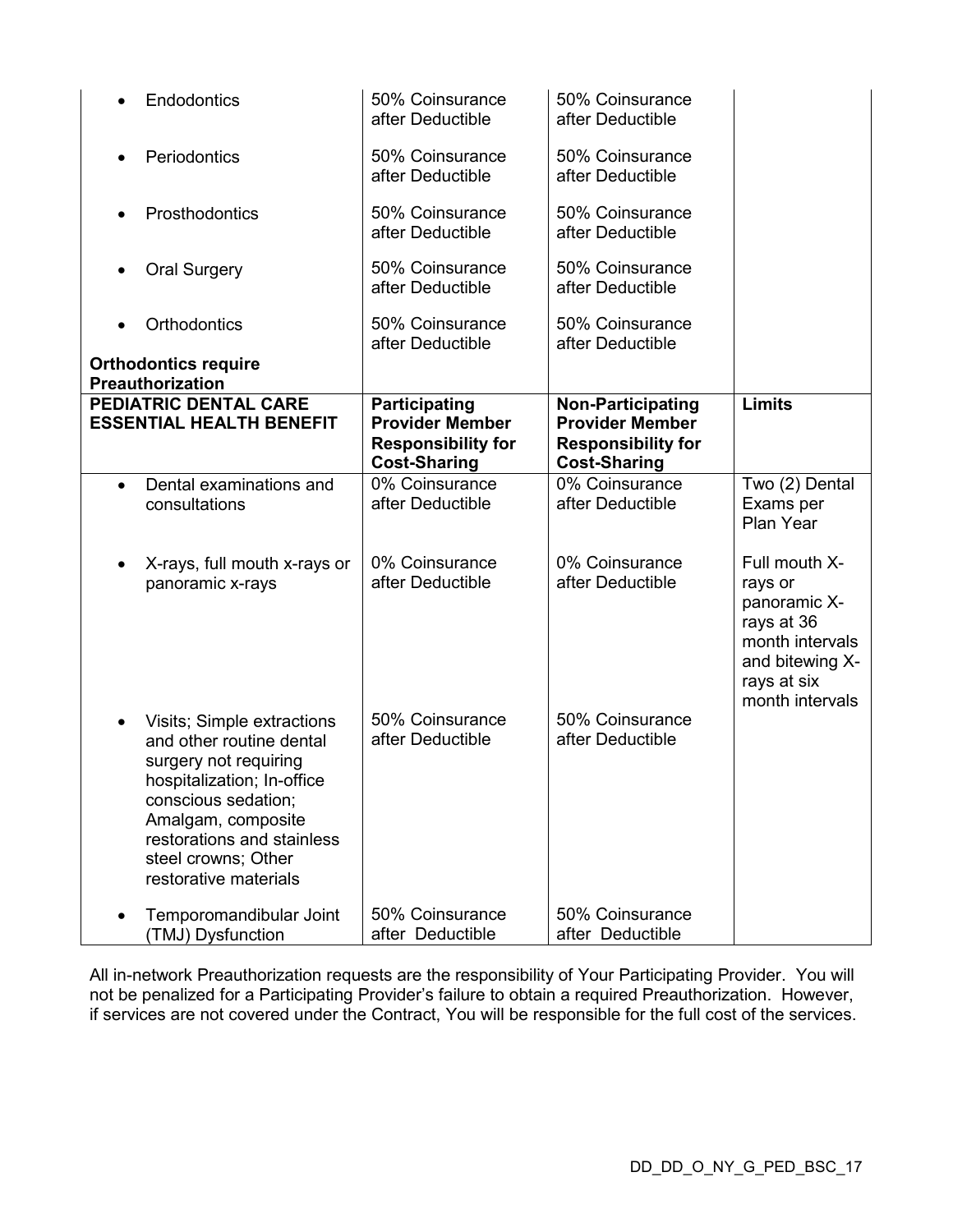| | | | |
|---|---|---|---|
| • Endodontics | 50% Coinsurance after Deductible | 50% Coinsurance after Deductible | |
| • Periodontics | 50% Coinsurance after Deductible | 50% Coinsurance after Deductible | |
| • Prosthodontics | 50% Coinsurance after Deductible | 50% Coinsurance after Deductible | |
| • Oral Surgery | 50% Coinsurance after Deductible | 50% Coinsurance after Deductible | |
| • Orthodontics<br><br>**Orthodontics require Preauthorization** | 50% Coinsurance after Deductible | 50% Coinsurance after Deductible | |
| **PEDIATRIC DENTAL CARE ESSENTIAL HEALTH BENEFIT** | **Participating Provider Member Responsibility for Cost-Sharing** | **Non-Participating Provider Member Responsibility for Cost-Sharing** | **Limits** |
| • Dental examinations and consultations | 0% Coinsurance after Deductible | 0% Coinsurance after Deductible | Two (2) Dental Exams per Plan Year |
| • X-rays, full mouth x-rays or panoramic x-rays | 0% Coinsurance after Deductible | 0% Coinsurance after Deductible | Full mouth X-rays or panoramic X-rays at 36 month intervals and bitewing X-rays at six month intervals |
| • Visits; Simple extractions and other routine dental surgery not requiring hospitalization; In-office conscious sedation; Amalgam, composite restorations and stainless steel crowns; Other restorative materials | 50% Coinsurance after Deductible | 50% Coinsurance after Deductible | |
| • Temporomandibular Joint (TMJ) Dysfunction | 50% Coinsurance after Deductible | 50% Coinsurance after Deductible | |

All in-network Preauthorization requests are the responsibility of Your Participating Provider. You will not be penalized for a Participating Provider's failure to obtain a required Preauthorization. However, if services are not covered under the Contract, You will be responsible for the full cost of the services.

DD_DD_O_NY_G_PED_BSC_17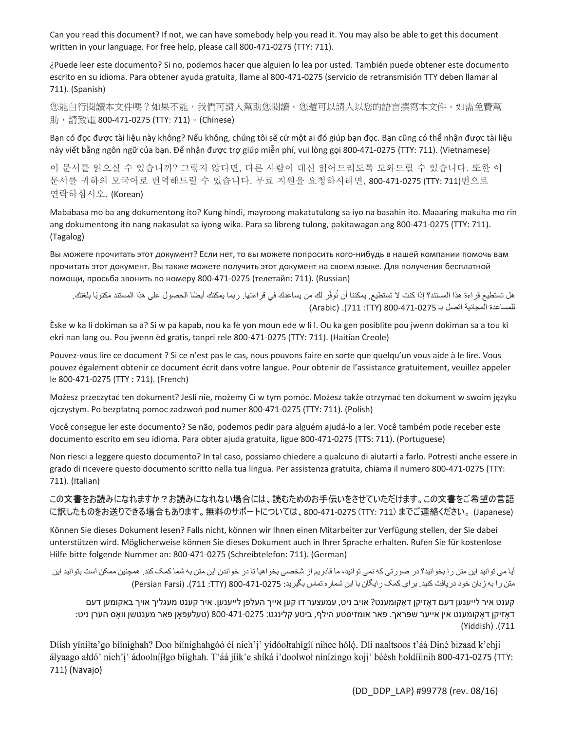Can you read this document? If not, we can have somebody help you read it. You may also be able to get this document written in your language. For free help, please call 800-471-0275 (TTY: 711).

¿Puede leer este documento? Si no, podemos hacer que alguien lo lea por usted. También puede obtener este documento escrito en su idioma. Para obtener ayuda gratuita, llame al 800-471-0275 (servicio de retransmisión TTY deben llamar al 711). (Spanish)

您能自行閱讀本文件嗎？如果不能，我們可請人幫助您閱讀。您還可以請人以您的語言撰寫本文件。如需免費幫助，請致電 800-471-0275 (TTY: 711)。(Chinese)

Bạn có đọc được tài liệu này không? Nếu không, chúng tôi sẽ cử một ai đó giúp bạn đọc. Bạn cũng có thể nhận được tài liệu này viết bằng ngôn ngữ của bạn. Để nhận được trợ giúp miễn phí, vui lòng gọi 800-471-0275 (TTY: 711). (Vietnamese)

이 문서를 읽으실 수 있습니까? 그렇지 않다면, 다른 사람이 대신 읽어드리도록 도와드릴 수 있습니다. 또한 이 문서를 귀하의 모국어로 번역해드릴 수 있습니다. 무료 지원을 요청하시려면, 800-471-0275 (TTY: 711)번으로 연락하십시오. (Korean)

Mababasa mo ba ang dokumentong ito? Kung hindi, mayroong makatutulong sa iyo na basahin ito. Maaaring makuha mo rin ang dokumentong ito nang nakasulat sa iyong wika. Para sa libreng tulong, pakitawagan ang 800-471-0275 (TTY: 711). (Tagalog)

Вы можете прочитать этот документ? Если нет, то вы можете попросить кого-нибудь в нашей компании помочь вам прочитать этот документ. Вы также можете получить этот документ на своем языке. Для получения бесплатной помощи, просьба звонить по номеру 800-471-0275 (телетайп: 711). (Russian)

هل تستطيع قراءة هذا المستند؟ إذا كنت لا تستطيع، يمكننا أن نُوفّر لك من يساعدك في قراءتها. ربما يمكنك أيضًا الحصول على هذا المستند مكتوبًا بلغتك. للمساعدة المجانية اتصل بـ 800-471-0275 (TTY: 711). (Arabic)

Èske w ka li dokiman sa a? Si w pa kapab, nou ka fè yon moun ede w li l. Ou ka gen posiblite pou jwenn dokiman sa a tou ki ekri nan lang ou. Pou jwenn èd gratis, tanpri rele 800-471-0275 (TTY: 711). (Haitian Creole)

Pouvez-vous lire ce document ? Si ce n'est pas le cas, nous pouvons faire en sorte que quelqu'un vous aide à le lire. Vous pouvez également obtenir ce document écrit dans votre langue. Pour obtenir de l'assistance gratuitement, veuillez appeler le 800-471-0275 (TTY : 711). (French)

Możesz przeczytać ten dokument? Jeśli nie, możemy Ci w tym pomóc. Możesz także otrzymać ten dokument w swoim języku ojczystym. Po bezpłatną pomoc zadzwoń pod numer 800-471-0275 (TTY: 711). (Polish)

Você consegue ler este documento? Se não, podemos pedir para alguém ajudá-lo a ler. Você também pode receber este documento escrito em seu idioma. Para obter ajuda gratuita, ligue 800-471-0275 (TTS: 711). (Portuguese)

Non riesci a leggere questo documento? In tal caso, possiamo chiedere a qualcuno di aiutarti a farlo. Potresti anche essere in grado di ricevere questo documento scritto nella tua lingua. Per assistenza gratuita, chiama il numero 800-471-0275 (TTY: 711). (Italian)

この文書をお読みになれますか？お読みになれない場合には、読むためのお手伝いをさせていただけます。この文書をご希望の言語に訳したものをお送りできる場合もあります。無料のサポートについては、800-471-0275（TTY: 711）までご連絡ください。(Japanese)

Können Sie dieses Dokument lesen? Falls nicht, können wir Ihnen einen Mitarbeiter zur Verfügung stellen, der Sie dabei unterstützen wird. Möglicherweise können Sie dieses Dokument auch in Ihrer Sprache erhalten. Rufen Sie für kostenlose Hilfe bitte folgende Nummer an: 800-471-0275 (Schreibtelefon: 711). (German)

آیا می توانید این متن را بخوانید؟ در صورتی که نمی توانید، ما قادریم از شخصی بخواهیم تا در خواندن این متن به شما کمک کند. همچنین ممکن است بتوانید این متن را به زبان خود دریافت کنید. برای کمک رایگان با این شماره تماس بگیرید: 800-471-0275 (TTY: 711). (Persian Farsi)

קענט איר לייענען דעם דאָזיקן דאָקומענט? אויב ניט, עמעצער דו קען אייך העלפן לייענען. איר קענט מעגליך אויך באקומען דעם דאָזיקן דאָקומענט אין אייער שפראך. פאר אומזיסטע הילף, ביטע קלינגט: 800-471-0275 (טעלעפאָן פאר מענטשן וואָס הערן ניט: 711). (Yiddish)

Díísh yíníłta'go bííníghah? Doo bííníghahgóó éí nich'į' yídóołtahígíí nihee hóló. Díí naaltsoos t'áá Diné bizaad k'ehjí ályaago ałdó' nich'į' ádoolnííłgo bíighah. T'áá jíík'e shíká i'doolwoł nínízingo kojį' béésh holdíílnih 800-471-0275 (TTY: 711) (Navajo)

(DD_DDP_LAP) #99778 (rev. 08/16)